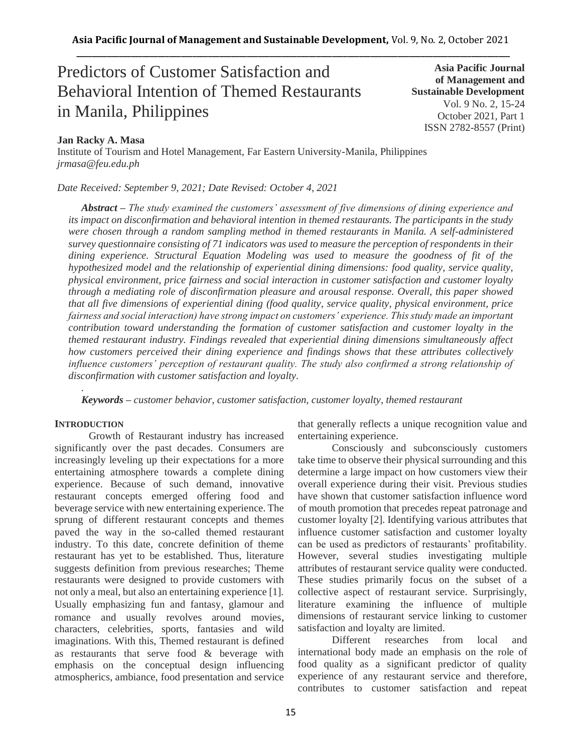# Predictors of Customer Satisfaction and Behavioral Intention of Themed Restaurants in Manila, Philippines

**Asia Pacific Journal of Management and Sustainable Development**
Vol. 9 No. 2, 15-24
October 2021, Part 1
ISSN 2782-8557 (Print)

**Jan Racky A. Masa**
Institute of Tourism and Hotel Management, Far Eastern University-Manila, Philippines
*jrmasa@feu.edu.ph*

*Date Received: September 9, 2021; Date Revised: October 4, 2021*

***Abstract** – The study examined the customers' assessment of five dimensions of dining experience and its impact on disconfirmation and behavioral intention in themed restaurants. The participants in the study were chosen through a random sampling method in themed restaurants in Manila. A self-administered survey questionnaire consisting of 71 indicators was used to measure the perception of respondents in their dining experience. Structural Equation Modeling was used to measure the goodness of fit of the hypothesized model and the relationship of experiential dining dimensions: food quality, service quality, physical environment, price fairness and social interaction in customer satisfaction and customer loyalty through a mediating role of disconfirmation pleasure and arousal response. Overall, this paper showed that all five dimensions of experiential dining (food quality, service quality, physical environment, price fairness and social interaction) have strong impact on customers' experience. This study made an important contribution toward understanding the formation of customer satisfaction and customer loyalty in the themed restaurant industry. Findings revealed that experiential dining dimensions simultaneously affect how customers perceived their dining experience and findings shows that these attributes collectively influence customers' perception of restaurant quality. The study also confirmed a strong relationship of disconfirmation with customer satisfaction and loyalty.*

***Keywords** – customer behavior, customer satisfaction, customer loyalty, themed restaurant*

## INTRODUCTION

Growth of Restaurant industry has increased significantly over the past decades. Consumers are increasingly leveling up their expectations for a more entertaining atmosphere towards a complete dining experience. Because of such demand, innovative restaurant concepts emerged offering food and beverage service with new entertaining experience. The sprung of different restaurant concepts and themes paved the way in the so-called themed restaurant industry. To this date, concrete definition of theme restaurant has yet to be established. Thus, literature suggests definition from previous researches; Theme restaurants were designed to provide customers with not only a meal, but also an entertaining experience [1]. Usually emphasizing fun and fantasy, glamour and romance and usually revolves around movies, characters, celebrities, sports, fantasies and wild imaginations. With this, Themed restaurant is defined as restaurants that serve food & beverage with emphasis on the conceptual design influencing atmospherics, ambiance, food presentation and service that generally reflects a unique recognition value and entertaining experience.

Consciously and subconsciously customers take time to observe their physical surrounding and this determine a large impact on how customers view their overall experience during their visit. Previous studies have shown that customer satisfaction influence word of mouth promotion that precedes repeat patronage and customer loyalty [2]. Identifying various attributes that influence customer satisfaction and customer loyalty can be used as predictors of restaurants' profitability. However, several studies investigating multiple attributes of restaurant service quality were conducted. These studies primarily focus on the subset of a collective aspect of restaurant service. Surprisingly, literature examining the influence of multiple dimensions of restaurant service linking to customer satisfaction and loyalty are limited.

Different researches from local and international body made an emphasis on the role of food quality as a significant predictor of quality experience of any restaurant service and therefore, contributes to customer satisfaction and repeat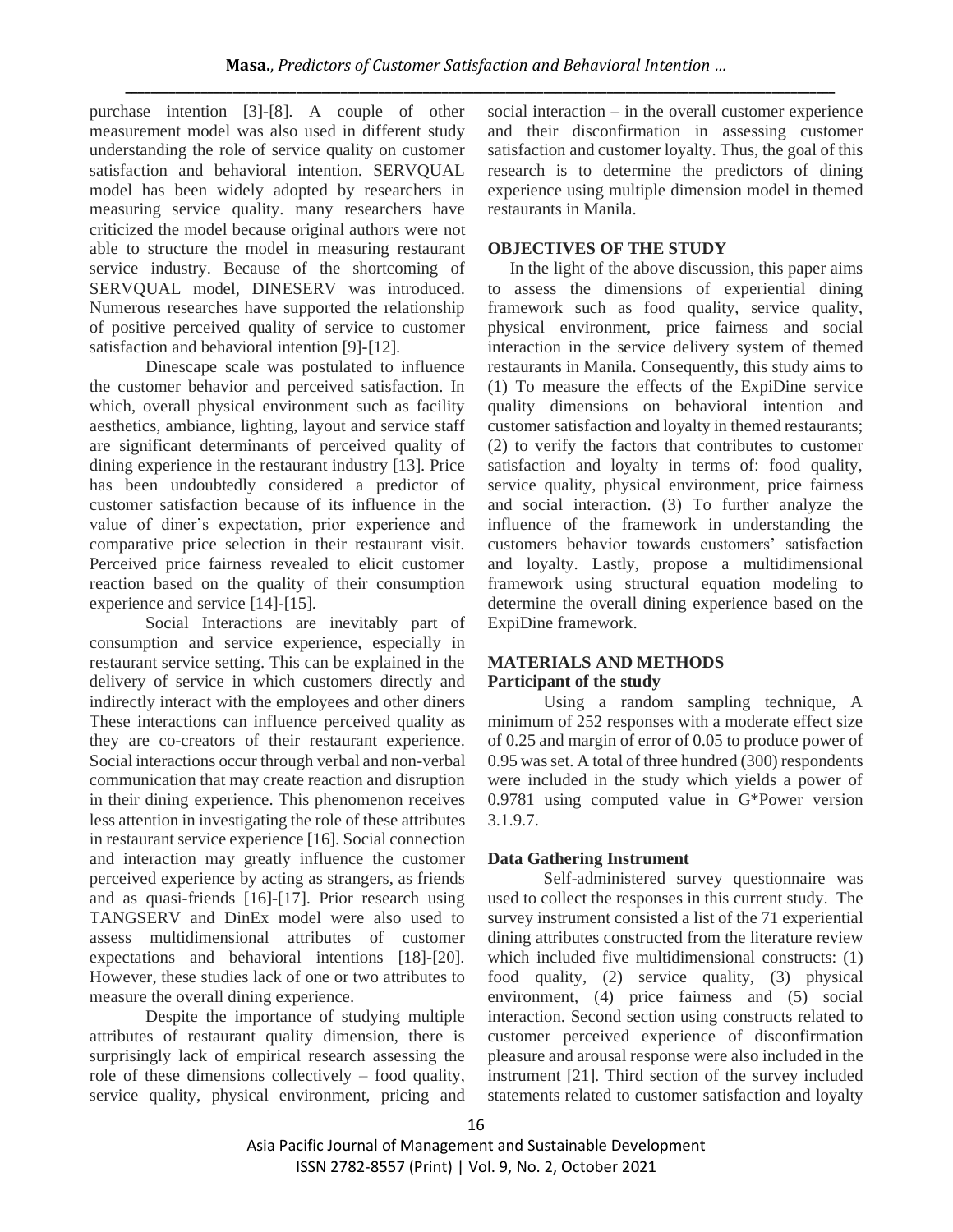purchase intention [3]-[8]. A couple of other measurement model was also used in different study understanding the role of service quality on customer satisfaction and behavioral intention. SERVQUAL model has been widely adopted by researchers in measuring service quality. many researchers have criticized the model because original authors were not able to structure the model in measuring restaurant service industry. Because of the shortcoming of SERVQUAL model, DINESERV was introduced. Numerous researches have supported the relationship of positive perceived quality of service to customer satisfaction and behavioral intention [9]-[12].

Dinescape scale was postulated to influence the customer behavior and perceived satisfaction. In which, overall physical environment such as facility aesthetics, ambiance, lighting, layout and service staff are significant determinants of perceived quality of dining experience in the restaurant industry [13]. Price has been undoubtedly considered a predictor of customer satisfaction because of its influence in the value of diner's expectation, prior experience and comparative price selection in their restaurant visit. Perceived price fairness revealed to elicit customer reaction based on the quality of their consumption experience and service [14]-[15].

Social Interactions are inevitably part of consumption and service experience, especially in restaurant service setting. This can be explained in the delivery of service in which customers directly and indirectly interact with the employees and other diners These interactions can influence perceived quality as they are co-creators of their restaurant experience. Social interactions occur through verbal and non-verbal communication that may create reaction and disruption in their dining experience. This phenomenon receives less attention in investigating the role of these attributes in restaurant service experience [16]. Social connection and interaction may greatly influence the customer perceived experience by acting as strangers, as friends and as quasi-friends [16]-[17]. Prior research using TANGSERV and DinEx model were also used to assess multidimensional attributes of customer expectations and behavioral intentions [18]-[20]. However, these studies lack of one or two attributes to measure the overall dining experience.

Despite the importance of studying multiple attributes of restaurant quality dimension, there is surprisingly lack of empirical research assessing the role of these dimensions collectively – food quality, service quality, physical environment, pricing and social interaction – in the overall customer experience and their disconfirmation in assessing customer satisfaction and customer loyalty. Thus, the goal of this research is to determine the predictors of dining experience using multiple dimension model in themed restaurants in Manila.

## OBJECTIVES OF THE STUDY

In the light of the above discussion, this paper aims to assess the dimensions of experiential dining framework such as food quality, service quality, physical environment, price fairness and social interaction in the service delivery system of themed restaurants in Manila. Consequently, this study aims to (1) To measure the effects of the ExpiDine service quality dimensions on behavioral intention and customer satisfaction and loyalty in themed restaurants; (2) to verify the factors that contributes to customer satisfaction and loyalty in terms of: food quality, service quality, physical environment, price fairness and social interaction. (3) To further analyze the influence of the framework in understanding the customers behavior towards customers' satisfaction and loyalty. Lastly, propose a multidimensional framework using structural equation modeling to determine the overall dining experience based on the ExpiDine framework.

## MATERIALS AND METHODS

### Participant of the study

Using a random sampling technique, A minimum of 252 responses with a moderate effect size of 0.25 and margin of error of 0.05 to produce power of 0.95 was set. A total of three hundred (300) respondents were included in the study which yields a power of 0.9781 using computed value in G*Power version 3.1.9.7.

### Data Gathering Instrument

Self-administered survey questionnaire was used to collect the responses in this current study. The survey instrument consisted a list of the 71 experiential dining attributes constructed from the literature review which included five multidimensional constructs: (1) food quality, (2) service quality, (3) physical environment, (4) price fairness and (5) social interaction. Second section using constructs related to customer perceived experience of disconfirmation pleasure and arousal response were also included in the instrument [21]. Third section of the survey included statements related to customer satisfaction and loyalty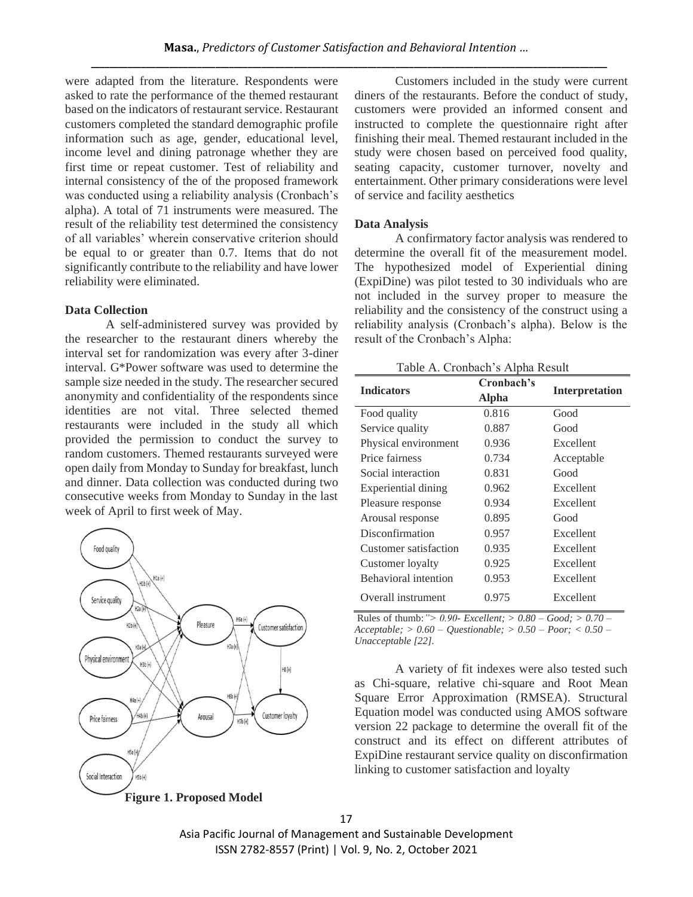were adapted from the literature. Respondents were asked to rate the performance of the themed restaurant based on the indicators of restaurant service. Restaurant customers completed the standard demographic profile information such as age, gender, educational level, income level and dining patronage whether they are first time or repeat customer. Test of reliability and internal consistency of the of the proposed framework was conducted using a reliability analysis (Cronbach's alpha). A total of 71 instruments were measured. The result of the reliability test determined the consistency of all variables' wherein conservative criterion should be equal to or greater than 0.7. Items that do not significantly contribute to the reliability and have lower reliability were eliminated.

### Data Collection

A self-administered survey was provided by the researcher to the restaurant diners whereby the interval set for randomization was every after 3-diner interval. G*Power software was used to determine the sample size needed in the study. The researcher secured anonymity and confidentiality of the respondents since identities are not vital. Three selected themed restaurants were included in the study all which provided the permission to conduct the survey to random customers. Themed restaurants surveyed were open daily from Monday to Sunday for breakfast, lunch and dinner. Data collection was conducted during two consecutive weeks from Monday to Sunday in the last week of April to first week of May.

**Figure 1. Proposed Model**

Customers included in the study were current diners of the restaurants. Before the conduct of study, customers were provided an informed consent and instructed to complete the questionnaire right after finishing their meal. Themed restaurant included in the study were chosen based on perceived food quality, seating capacity, customer turnover, novelty and entertainment. Other primary considerations were level of service and facility aesthetics

### Data Analysis

A confirmatory factor analysis was rendered to determine the overall fit of the measurement model. The hypothesized model of Experiential dining (ExpiDine) was pilot tested to 30 individuals who are not included in the survey proper to measure the reliability and the consistency of the construct using a reliability analysis (Cronbach's alpha). Below is the result of the Cronbach's Alpha:

Table A. Cronbach's Alpha Result

| Indicators | Cronbach's Alpha | Interpretation |
|---|---|---|
| Food quality | 0.816 | Good |
| Service quality | 0.887 | Good |
| Physical environment | 0.936 | Excellent |
| Price fairness | 0.734 | Acceptable |
| Social interaction | 0.831 | Good |
| Experiential dining | 0.962 | Excellent |
| Pleasure response | 0.934 | Excellent |
| Arousal response | 0.895 | Good |
| Disconfirmation | 0.957 | Excellent |
| Customer satisfaction | 0.935 | Excellent |
| Customer loyalty | 0.925 | Excellent |
| Behavioral intention | 0.953 | Excellent |
| Overall instrument | 0.975 | Excellent |

Rules of thumb: *"> 0.90- Excellent; > 0.80 – Good; > 0.70 – Acceptable; > 0.60 – Questionable; > 0.50 – Poor; < 0.50 – Unacceptable [22].*

A variety of fit indexes were also tested such as Chi-square, relative chi-square and Root Mean Square Error Approximation (RMSEA). Structural Equation model was conducted using AMOS software version 22 package to determine the overall fit of the construct and its effect on different attributes of ExpiDine restaurant service quality on disconfirmation linking to customer satisfaction and loyalty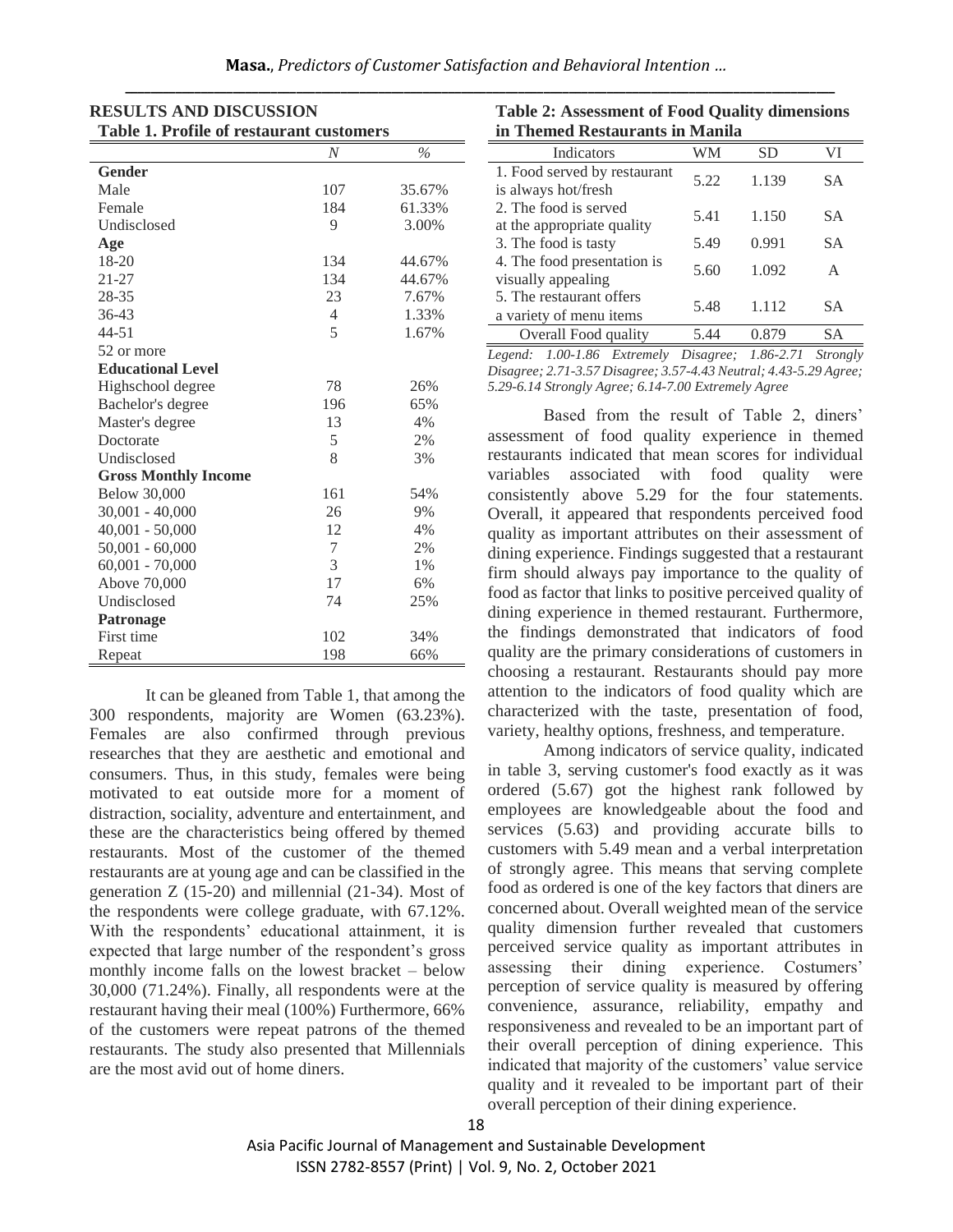## RESULTS AND DISCUSSION

**Table 1. Profile of restaurant customers**

| | *N* | *%* |
|---|---|---|
| **Gender** | | |
| Male | 107 | 35.67% |
| Female | 184 | 61.33% |
| Undisclosed | 9 | 3.00% |
| **Age** | | |
| 18-20 | 134 | 44.67% |
| 21-27 | 134 | 44.67% |
| 28-35 | 23 | 7.67% |
| 36-43 | 4 | 1.33% |
| 44-51 | 5 | 1.67% |
| 52 or more | | |
| **Educational Level** | | |
| Highschool degree | 78 | 26% |
| Bachelor's degree | 196 | 65% |
| Master's degree | 13 | 4% |
| Doctorate | 5 | 2% |
| Undisclosed | 8 | 3% |
| **Gross Monthly Income** | | |
| Below 30,000 | 161 | 54% |
| 30,001 - 40,000 | 26 | 9% |
| 40,001 - 50,000 | 12 | 4% |
| 50,001 - 60,000 | 7 | 2% |
| 60,001 - 70,000 | 3 | 1% |
| Above 70,000 | 17 | 6% |
| Undisclosed | 74 | 25% |
| **Patronage** | | |
| First time | 102 | 34% |
| Repeat | 198 | 66% |

It can be gleaned from Table 1, that among the 300 respondents, majority are Women (63.23%). Females are also confirmed through previous researches that they are aesthetic and emotional and consumers. Thus, in this study, females were being motivated to eat outside more for a moment of distraction, sociality, adventure and entertainment, and these are the characteristics being offered by themed restaurants. Most of the customer of the themed restaurants are at young age and can be classified in the generation Z (15-20) and millennial (21-34). Most of the respondents were college graduate, with 67.12%. With the respondents' educational attainment, it is expected that large number of the respondent's gross monthly income falls on the lowest bracket – below 30,000 (71.24%). Finally, all respondents were at the restaurant having their meal (100%) Furthermore, 66% of the customers were repeat patrons of the themed restaurants. The study also presented that Millennials are the most avid out of home diners.

**Table 2: Assessment of Food Quality dimensions in Themed Restaurants in Manila**

| Indicators | WM | SD | VI |
|---|---|---|---|
| 1. Food served by restaurant is always hot/fresh | 5.22 | 1.139 | SA |
| 2. The food is served at the appropriate quality | 5.41 | 1.150 | SA |
| 3. The food is tasty | 5.49 | 0.991 | SA |
| 4. The food presentation is visually appealing | 5.60 | 1.092 | A |
| 5. The restaurant offers a variety of menu items | 5.48 | 1.112 | SA |
| Overall Food quality | 5.44 | 0.879 | SA |

*Legend: 1.00-1.86 Extremely Disagree; 1.86-2.71 Strongly Disagree; 2.71-3.57 Disagree; 3.57-4.43 Neutral; 4.43-5.29 Agree; 5.29-6.14 Strongly Agree; 6.14-7.00 Extremely Agree*

Based from the result of Table 2, diners' assessment of food quality experience in themed restaurants indicated that mean scores for individual variables associated with food quality were consistently above 5.29 for the four statements. Overall, it appeared that respondents perceived food quality as important attributes on their assessment of dining experience. Findings suggested that a restaurant firm should always pay importance to the quality of food as factor that links to positive perceived quality of dining experience in themed restaurant. Furthermore, the findings demonstrated that indicators of food quality are the primary considerations of customers in choosing a restaurant. Restaurants should pay more attention to the indicators of food quality which are characterized with the taste, presentation of food, variety, healthy options, freshness, and temperature.

Among indicators of service quality, indicated in table 3, serving customer's food exactly as it was ordered (5.67) got the highest rank followed by employees are knowledgeable about the food and services (5.63) and providing accurate bills to customers with 5.49 mean and a verbal interpretation of strongly agree. This means that serving complete food as ordered is one of the key factors that diners are concerned about. Overall weighted mean of the service quality dimension further revealed that customers perceived service quality as important attributes in assessing their dining experience. Costumers' perception of service quality is measured by offering convenience, assurance, reliability, empathy and responsiveness and revealed to be an important part of their overall perception of dining experience. This indicated that majority of the customers' value service quality and it revealed to be important part of their overall perception of their dining experience.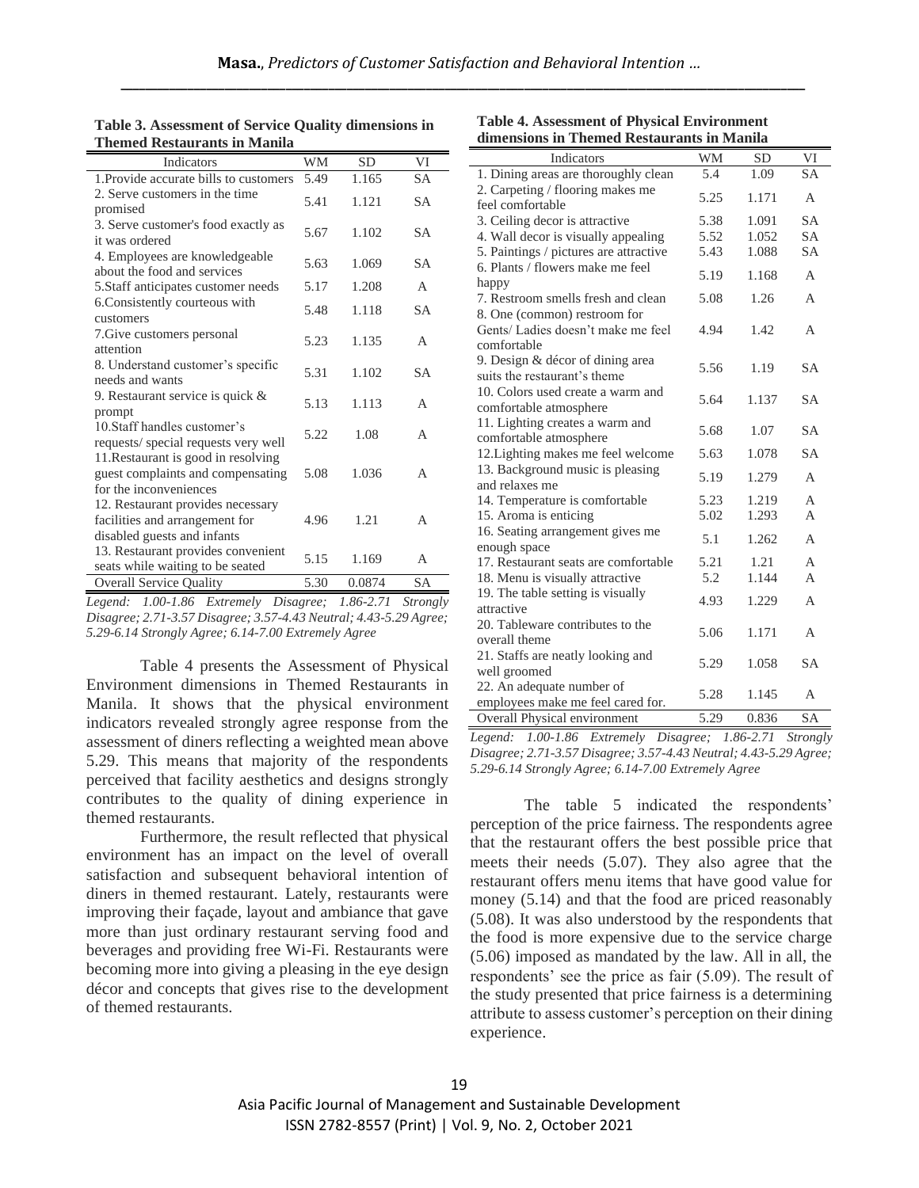**Table 3. Assessment of Service Quality dimensions in Themed Restaurants in Manila**

| Indicators | WM | SD | VI |
|---|---|---|---|
| 1.Provide accurate bills to customers | 5.49 | 1.165 | SA |
| 2. Serve customers in the time promised | 5.41 | 1.121 | SA |
| 3. Serve customer's food exactly as it was ordered | 5.67 | 1.102 | SA |
| 4. Employees are knowledgeable about the food and services | 5.63 | 1.069 | SA |
| 5.Staff anticipates customer needs | 5.17 | 1.208 | A |
| 6.Consistently courteous with customers | 5.48 | 1.118 | SA |
| 7.Give customers personal attention | 5.23 | 1.135 | A |
| 8. Understand customer's specific needs and wants | 5.31 | 1.102 | SA |
| 9. Restaurant service is quick & prompt | 5.13 | 1.113 | A |
| 10.Staff handles customer's requests/ special requests very well | 5.22 | 1.08 | A |
| 11.Restaurant is good in resolving guest complaints and compensating for the inconveniences | 5.08 | 1.036 | A |
| 12. Restaurant provides necessary facilities and arrangement for disabled guests and infants | 4.96 | 1.21 | A |
| 13. Restaurant provides convenient seats while waiting to be seated | 5.15 | 1.169 | A |
| Overall Service Quality | 5.30 | 0.0874 | SA |

*Legend: 1.00-1.86 Extremely Disagree; 1.86-2.71 Strongly Disagree; 2.71-3.57 Disagree; 3.57-4.43 Neutral; 4.43-5.29 Agree; 5.29-6.14 Strongly Agree; 6.14-7.00 Extremely Agree*

Table 4 presents the Assessment of Physical Environment dimensions in Themed Restaurants in Manila. It shows that the physical environment indicators revealed strongly agree response from the assessment of diners reflecting a weighted mean above 5.29. This means that majority of the respondents perceived that facility aesthetics and designs strongly contributes to the quality of dining experience in themed restaurants.

Furthermore, the result reflected that physical environment has an impact on the level of overall satisfaction and subsequent behavioral intention of diners in themed restaurant. Lately, restaurants were improving their façade, layout and ambiance that gave more than just ordinary restaurant serving food and beverages and providing free Wi-Fi. Restaurants were becoming more into giving a pleasing in the eye design décor and concepts that gives rise to the development of themed restaurants.

**Table 4. Assessment of Physical Environment dimensions in Themed Restaurants in Manila**

| Indicators | WM | SD | VI |
|---|---|---|---|
| 1. Dining areas are thoroughly clean | 5.4 | 1.09 | SA |
| 2. Carpeting / flooring makes me feel comfortable | 5.25 | 1.171 | A |
| 3. Ceiling decor is attractive | 5.38 | 1.091 | SA |
| 4. Wall decor is visually appealing | 5.52 | 1.052 | SA |
| 5. Paintings / pictures are attractive | 5.43 | 1.088 | SA |
| 6. Plants / flowers make me feel happy | 5.19 | 1.168 | A |
| 7. Restroom smells fresh and clean | 5.08 | 1.26 | A |
| 8. One (common) restroom for Gents/ Ladies doesn't make me feel comfortable | 4.94 | 1.42 | A |
| 9. Design & décor of dining area suits the restaurant's theme | 5.56 | 1.19 | SA |
| 10. Colors used create a warm and comfortable atmosphere | 5.64 | 1.137 | SA |
| 11. Lighting creates a warm and comfortable atmosphere | 5.68 | 1.07 | SA |
| 12.Lighting makes me feel welcome | 5.63 | 1.078 | SA |
| 13. Background music is pleasing and relaxes me | 5.19 | 1.279 | A |
| 14. Temperature is comfortable | 5.23 | 1.219 | A |
| 15. Aroma is enticing | 5.02 | 1.293 | A |
| 16. Seating arrangement gives me enough space | 5.1 | 1.262 | A |
| 17. Restaurant seats are comfortable | 5.21 | 1.21 | A |
| 18. Menu is visually attractive | 5.2 | 1.144 | A |
| 19. The table setting is visually attractive | 4.93 | 1.229 | A |
| 20. Tableware contributes to the overall theme | 5.06 | 1.171 | A |
| 21. Staffs are neatly looking and well groomed | 5.29 | 1.058 | SA |
| 22. An adequate number of employees make me feel cared for. | 5.28 | 1.145 | A |
| Overall Physical environment | 5.29 | 0.836 | SA |

*Legend: 1.00-1.86 Extremely Disagree; 1.86-2.71 Strongly Disagree; 2.71-3.57 Disagree; 3.57-4.43 Neutral; 4.43-5.29 Agree; 5.29-6.14 Strongly Agree; 6.14-7.00 Extremely Agree*

The table 5 indicated the respondents' perception of the price fairness. The respondents agree that the restaurant offers the best possible price that meets their needs (5.07). They also agree that the restaurant offers menu items that have good value for money (5.14) and that the food are priced reasonably (5.08). It was also understood by the respondents that the food is more expensive due to the service charge (5.06) imposed as mandated by the law. All in all, the respondents' see the price as fair (5.09). The result of the study presented that price fairness is a determining attribute to assess customer's perception on their dining experience.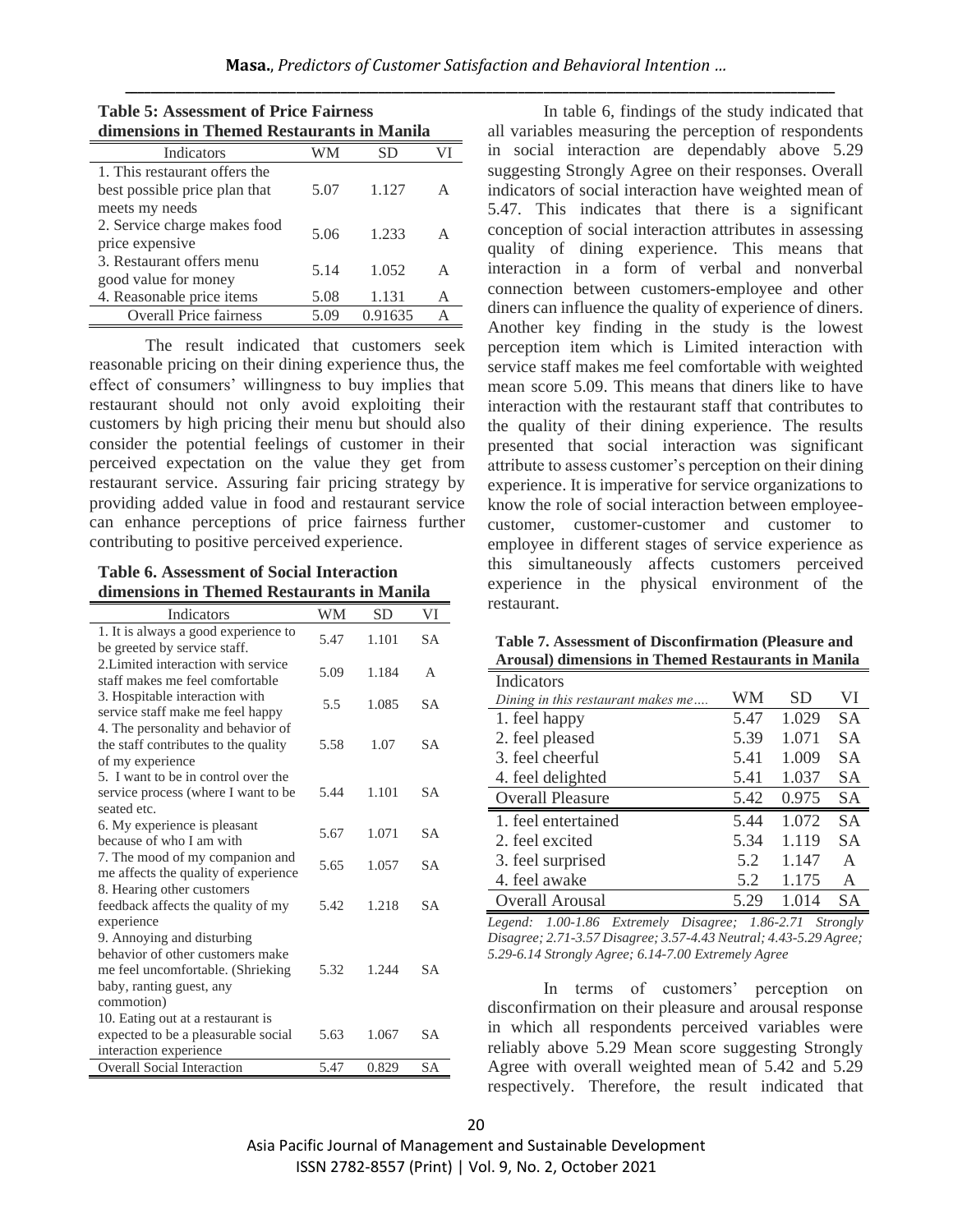**Table 5: Assessment of Price Fairness dimensions in Themed Restaurants in Manila**

| Indicators | WM | SD | VI |
|---|---|---|---|
| 1. This restaurant offers the best possible price plan that meets my needs | 5.07 | 1.127 | A |
| 2. Service charge makes food price expensive | 5.06 | 1.233 | A |
| 3. Restaurant offers menu good value for money | 5.14 | 1.052 | A |
| 4. Reasonable price items | 5.08 | 1.131 | A |
| Overall Price fairness | 5.09 | 0.91635 | A |

The result indicated that customers seek reasonable pricing on their dining experience thus, the effect of consumers' willingness to buy implies that restaurant should not only avoid exploiting their customers by high pricing their menu but should also consider the potential feelings of customer in their perceived expectation on the value they get from restaurant service. Assuring fair pricing strategy by providing added value in food and restaurant service can enhance perceptions of price fairness further contributing to positive perceived experience.

**Table 6. Assessment of Social Interaction dimensions in Themed Restaurants in Manila**

| Indicators | WM | SD | VI |
|---|---|---|---|
| 1. It is always a good experience to be greeted by service staff. | 5.47 | 1.101 | SA |
| 2.Limited interaction with service staff makes me feel comfortable | 5.09 | 1.184 | A |
| 3. Hospitable interaction with service staff make me feel happy | 5.5 | 1.085 | SA |
| 4. The personality and behavior of the staff contributes to the quality of my experience | 5.58 | 1.07 | SA |
| 5. I want to be in control over the service process (where I want to be seated etc. | 5.44 | 1.101 | SA |
| 6. My experience is pleasant because of who I am with | 5.67 | 1.071 | SA |
| 7. The mood of my companion and me affects the quality of experience | 5.65 | 1.057 | SA |
| 8. Hearing other customers feedback affects the quality of my experience | 5.42 | 1.218 | SA |
| 9. Annoying and disturbing behavior of other customers make me feel uncomfortable. (Shrieking baby, ranting guest, any commotion) | 5.32 | 1.244 | SA |
| 10. Eating out at a restaurant is expected to be a pleasurable social interaction experience | 5.63 | 1.067 | SA |
| Overall Social Interaction | 5.47 | 0.829 | SA |

In table 6, findings of the study indicated that all variables measuring the perception of respondents in social interaction are dependably above 5.29 suggesting Strongly Agree on their responses. Overall indicators of social interaction have weighted mean of 5.47. This indicates that there is a significant conception of social interaction attributes in assessing quality of dining experience. This means that interaction in a form of verbal and nonverbal connection between customers-employee and other diners can influence the quality of experience of diners. Another key finding in the study is the lowest perception item which is Limited interaction with service staff makes me feel comfortable with weighted mean score 5.09. This means that diners like to have interaction with the restaurant staff that contributes to the quality of their dining experience. The results presented that social interaction was significant attribute to assess customer's perception on their dining experience. It is imperative for service organizations to know the role of social interaction between employee-customer, customer-customer and customer to employee in different stages of service experience as this simultaneously affects customers perceived experience in the physical environment of the restaurant.

**Table 7. Assessment of Disconfirmation (Pleasure and Arousal) dimensions in Themed Restaurants in Manila**

| Indicators<br>*Dining in this restaurant makes me….* | WM | SD | VI |
|---|---|---|---|
| 1. feel happy | 5.47 | 1.029 | SA |
| 2. feel pleased | 5.39 | 1.071 | SA |
| 3. feel cheerful | 5.41 | 1.009 | SA |
| 4. feel delighted | 5.41 | 1.037 | SA |
| Overall Pleasure | 5.42 | 0.975 | SA |
| 1. feel entertained | 5.44 | 1.072 | SA |
| 2. feel excited | 5.34 | 1.119 | SA |
| 3. feel surprised | 5.2 | 1.147 | A |
| 4. feel awake | 5.2 | 1.175 | A |
| Overall Arousal | 5.29 | 1.014 | SA |

*Legend: 1.00-1.86 Extremely Disagree; 1.86-2.71 Strongly Disagree; 2.71-3.57 Disagree; 3.57-4.43 Neutral; 4.43-5.29 Agree; 5.29-6.14 Strongly Agree; 6.14-7.00 Extremely Agree*

In terms of customers' perception on disconfirmation on their pleasure and arousal response in which all respondents perceived variables were reliably above 5.29 Mean score suggesting Strongly Agree with overall weighted mean of 5.42 and 5.29 respectively. Therefore, the result indicated that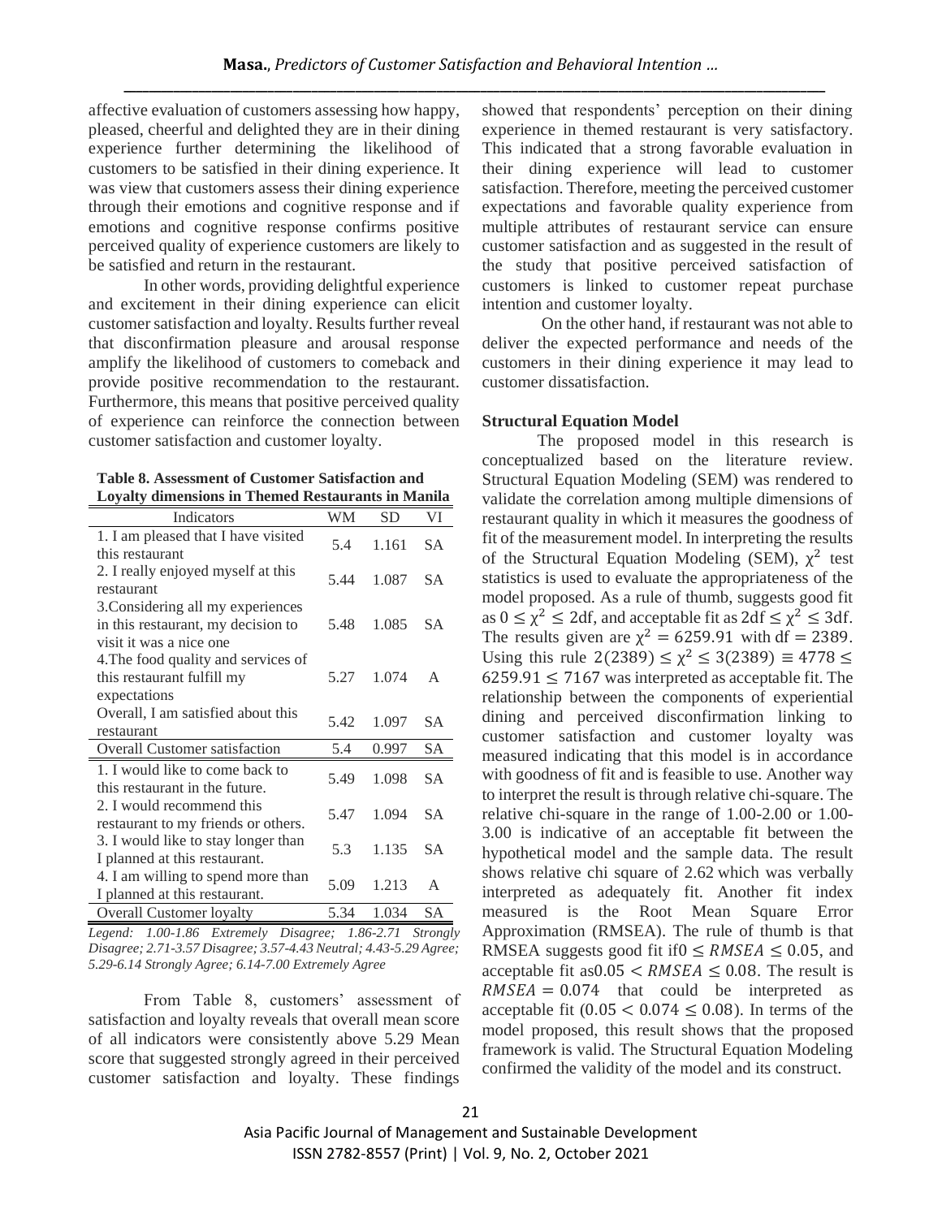affective evaluation of customers assessing how happy, pleased, cheerful and delighted they are in their dining experience further determining the likelihood of customers to be satisfied in their dining experience. It was view that customers assess their dining experience through their emotions and cognitive response and if emotions and cognitive response confirms positive perceived quality of experience customers are likely to be satisfied and return in the restaurant.

In other words, providing delightful experience and excitement in their dining experience can elicit customer satisfaction and loyalty. Results further reveal that disconfirmation pleasure and arousal response amplify the likelihood of customers to comeback and provide positive recommendation to the restaurant. Furthermore, this means that positive perceived quality of experience can reinforce the connection between customer satisfaction and customer loyalty.

**Table 8. Assessment of Customer Satisfaction and Loyalty dimensions in Themed Restaurants in Manila**

| Indicators | WM | SD | VI |
|---|---|---|---|
| 1. I am pleased that I have visited this restaurant | 5.4 | 1.161 | SA |
| 2. I really enjoyed myself at this restaurant | 5.44 | 1.087 | SA |
| 3.Considering all my experiences in this restaurant, my decision to visit it was a nice one | 5.48 | 1.085 | SA |
| 4.The food quality and services of this restaurant fulfill my expectations | 5.27 | 1.074 | A |
| Overall, I am satisfied about this restaurant | 5.42 | 1.097 | SA |
| Overall Customer satisfaction | 5.4 | 0.997 | SA |
| 1. I would like to come back to this restaurant in the future. | 5.49 | 1.098 | SA |
| 2. I would recommend this restaurant to my friends or others. | 5.47 | 1.094 | SA |
| 3. I would like to stay longer than I planned at this restaurant. | 5.3 | 1.135 | SA |
| 4. I am willing to spend more than I planned at this restaurant. | 5.09 | 1.213 | A |
| Overall Customer loyalty | 5.34 | 1.034 | SA |

*Legend: 1.00-1.86 Extremely Disagree; 1.86-2.71 Strongly Disagree; 2.71-3.57 Disagree; 3.57-4.43 Neutral; 4.43-5.29 Agree; 5.29-6.14 Strongly Agree; 6.14-7.00 Extremely Agree*

From Table 8, customers' assessment of satisfaction and loyalty reveals that overall mean score of all indicators were consistently above 5.29 Mean score that suggested strongly agreed in their perceived customer satisfaction and loyalty. These findings showed that respondents' perception on their dining experience in themed restaurant is very satisfactory. This indicated that a strong favorable evaluation in their dining experience will lead to customer satisfaction. Therefore, meeting the perceived customer expectations and favorable quality experience from multiple attributes of restaurant service can ensure customer satisfaction and as suggested in the result of the study that positive perceived satisfaction of customers is linked to customer repeat purchase intention and customer loyalty.

On the other hand, if restaurant was not able to deliver the expected performance and needs of the customers in their dining experience it may lead to customer dissatisfaction.

### Structural Equation Model

The proposed model in this research is conceptualized based on the literature review. Structural Equation Modeling (SEM) was rendered to validate the correlation among multiple dimensions of restaurant quality in which it measures the goodness of fit of the measurement model. In interpreting the results of the Structural Equation Modeling (SEM), $\chi^2$ test statistics is used to evaluate the appropriateness of the model proposed. As a rule of thumb, suggests good fit as $0 \leq \chi^2 \leq 2\text{df}$, and acceptable fit as $2\text{df} \leq \chi^2 \leq 3\text{df}$. The results given are $\chi^2 = 6259.91$ with $\text{df} = 2389$. Using this rule $2(2389) \leq \chi^2 \leq 3(2389) \equiv 4778 \leq 6259.91 \leq 7167$ was interpreted as acceptable fit. The relationship between the components of experiential dining and perceived disconfirmation linking to customer satisfaction and customer loyalty was measured indicating that this model is in accordance with goodness of fit and is feasible to use. Another way to interpret the result is through relative chi-square. The relative chi-square in the range of 1.00-2.00 or 1.00-3.00 is indicative of an acceptable fit between the hypothetical model and the sample data. The result shows relative chi square of 2.62 which was verbally interpreted as adequately fit. Another fit index measured is the Root Mean Square Error Approximation (RMSEA). The rule of thumb is that RMSEA suggests good fit if $0 \leq RMSEA \leq 0.05$, and acceptable fit as $0.05 < RMSEA \leq 0.08$. The result is $RMSEA = 0.074$ that could be interpreted as acceptable fit ($0.05 < 0.074 \leq 0.08$). In terms of the model proposed, this result shows that the proposed framework is valid. The Structural Equation Modeling confirmed the validity of the model and its construct.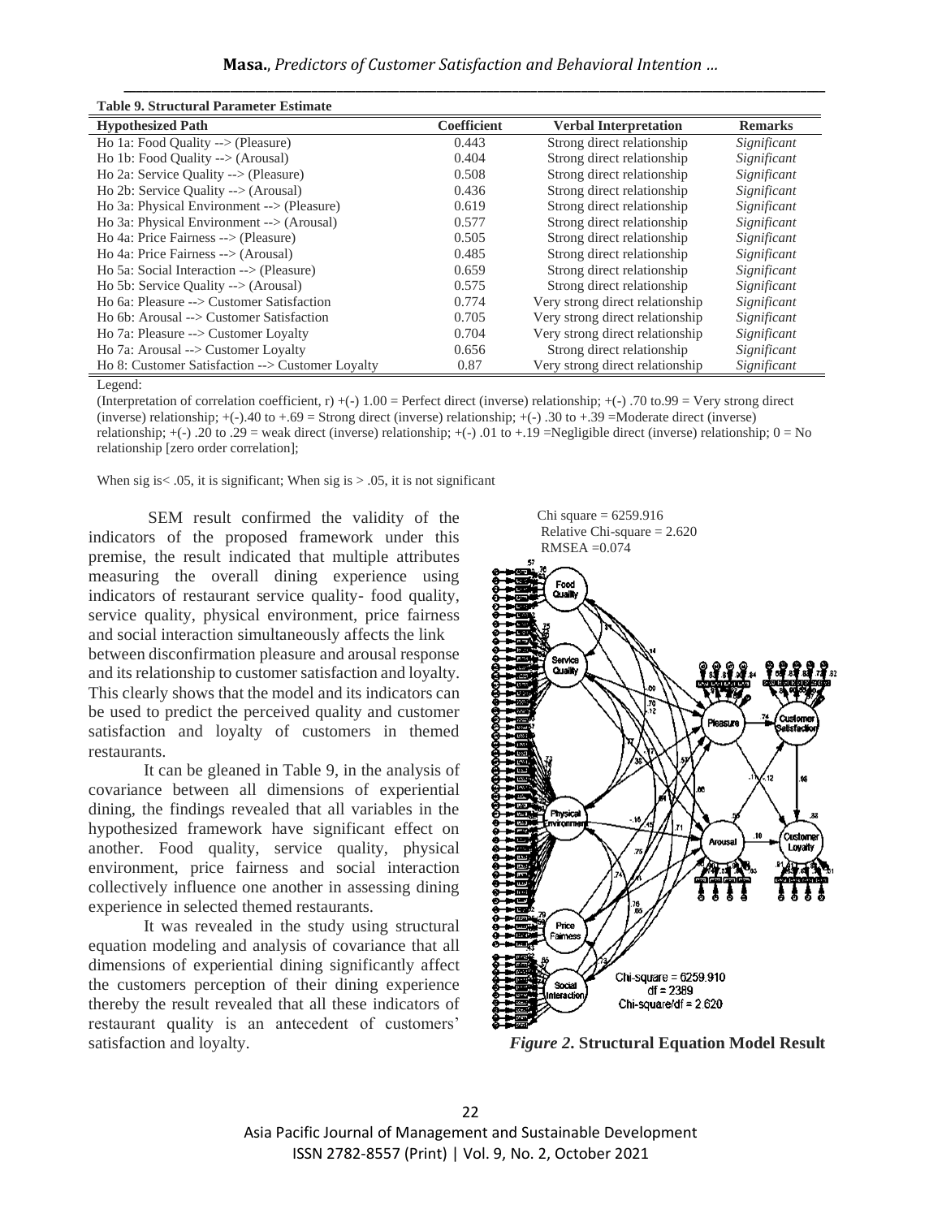**Table 9. Structural Parameter Estimate**

| Hypothesized Path | Coefficient | Verbal Interpretation | Remarks |
|---|---|---|---|
| Ho 1a: Food Quality --> (Pleasure) | 0.443 | Strong direct relationship | *Significant* |
| Ho 1b: Food Quality --> (Arousal) | 0.404 | Strong direct relationship | *Significant* |
| Ho 2a: Service Quality --> (Pleasure) | 0.508 | Strong direct relationship | *Significant* |
| Ho 2b: Service Quality --> (Arousal) | 0.436 | Strong direct relationship | *Significant* |
| Ho 3a: Physical Environment --> (Pleasure) | 0.619 | Strong direct relationship | *Significant* |
| Ho 3a: Physical Environment --> (Arousal) | 0.577 | Strong direct relationship | *Significant* |
| Ho 4a: Price Fairness --> (Pleasure) | 0.505 | Strong direct relationship | *Significant* |
| Ho 4a: Price Fairness --> (Arousal) | 0.485 | Strong direct relationship | *Significant* |
| Ho 5a: Social Interaction --> (Pleasure) | 0.659 | Strong direct relationship | *Significant* |
| Ho 5b: Service Quality --> (Arousal) | 0.575 | Strong direct relationship | *Significant* |
| Ho 6a: Pleasure --> Customer Satisfaction | 0.774 | Very strong direct relationship | *Significant* |
| Ho 6b: Arousal --> Customer Satisfaction | 0.705 | Very strong direct relationship | *Significant* |
| Ho 7a: Pleasure --> Customer Loyalty | 0.704 | Very strong direct relationship | *Significant* |
| Ho 7a: Arousal --> Customer Loyalty | 0.656 | Strong direct relationship | *Significant* |
| Ho 8: Customer Satisfaction --> Customer Loyalty | 0.87 | Very strong direct relationship | *Significant* |

Legend:

(Interpretation of correlation coefficient, r) +(-) 1.00 = Perfect direct (inverse) relationship; +(-) .70 to.99 = Very strong direct (inverse) relationship; +(-).40 to +.69 = Strong direct (inverse) relationship; +(-) .30 to +.39 =Moderate direct (inverse) relationship; +(-) .20 to .29 = weak direct (inverse) relationship; +(-) .01 to +.19 =Negligible direct (inverse) relationship; 0 = No relationship [zero order correlation];

When sig is< .05, it is significant; When sig is > .05, it is not significant

SEM result confirmed the validity of the indicators of the proposed framework under this premise, the result indicated that multiple attributes measuring the overall dining experience using indicators of restaurant service quality- food quality, service quality, physical environment, price fairness and social interaction simultaneously affects the link between disconfirmation pleasure and arousal response and its relationship to customer satisfaction and loyalty. This clearly shows that the model and its indicators can be used to predict the perceived quality and customer satisfaction and loyalty of customers in themed restaurants.

It can be gleaned in Table 9, in the analysis of covariance between all dimensions of experiential dining, the findings revealed that all variables in the hypothesized framework have significant effect on another. Food quality, service quality, physical environment, price fairness and social interaction collectively influence one another in assessing dining experience in selected themed restaurants.

It was revealed in the study using structural equation modeling and analysis of covariance that all dimensions of experiential dining significantly affect the customers perception of their dining experience thereby the result revealed that all these indicators of restaurant quality is an antecedent of customers' satisfaction and loyalty.

Chi square = 6259.916
Relative Chi-square = 2.620
RMSEA =0.074

*Figure 2.* **Structural Equation Model Result**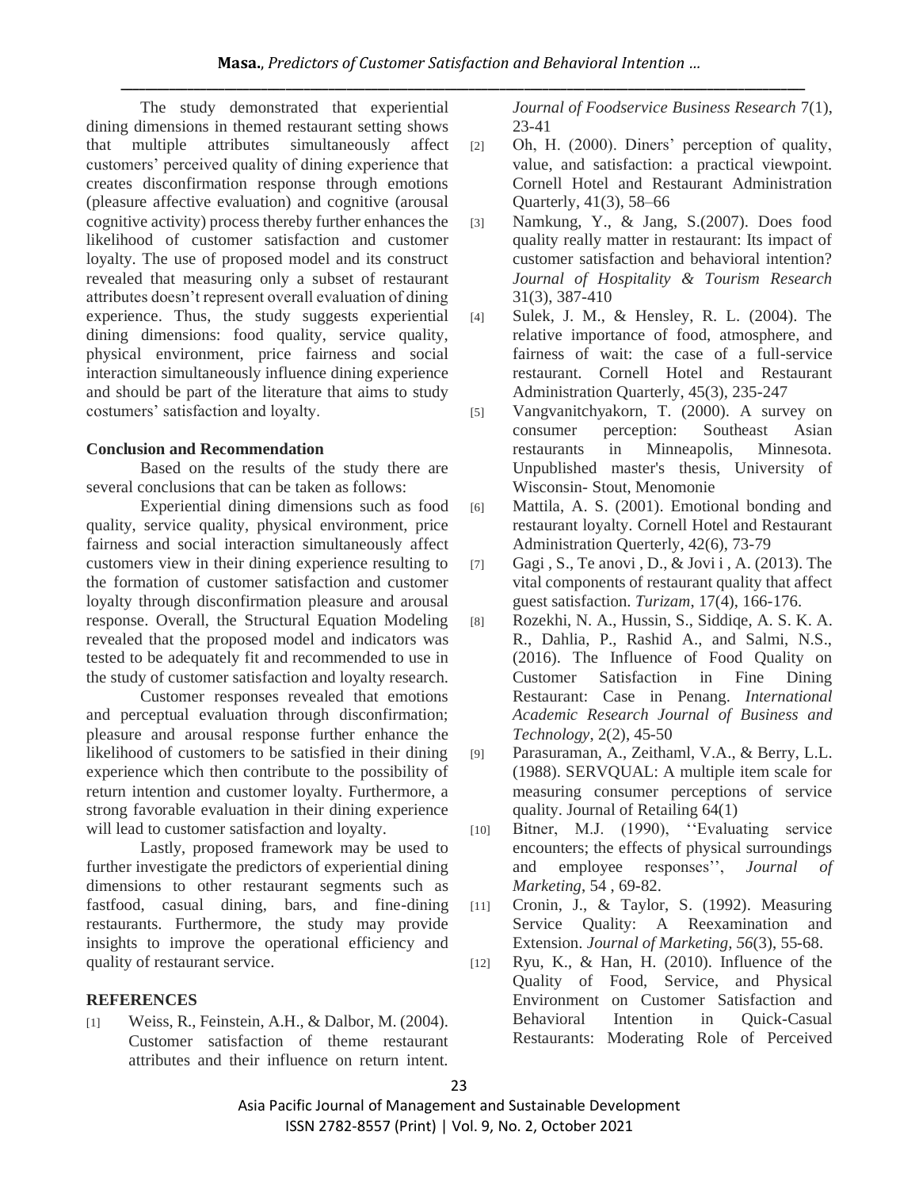The study demonstrated that experiential dining dimensions in themed restaurant setting shows that multiple attributes simultaneously affect customers' perceived quality of dining experience that creates disconfirmation response through emotions (pleasure affective evaluation) and cognitive (arousal cognitive activity) process thereby further enhances the likelihood of customer satisfaction and customer loyalty. The use of proposed model and its construct revealed that measuring only a subset of restaurant attributes doesn't represent overall evaluation of dining experience. Thus, the study suggests experiential dining dimensions: food quality, service quality, physical environment, price fairness and social interaction simultaneously influence dining experience and should be part of the literature that aims to study costumers' satisfaction and loyalty.

## Conclusion and Recommendation

Based on the results of the study there are several conclusions that can be taken as follows:

Experiential dining dimensions such as food quality, service quality, physical environment, price fairness and social interaction simultaneously affect customers view in their dining experience resulting to the formation of customer satisfaction and customer loyalty through disconfirmation pleasure and arousal response. Overall, the Structural Equation Modeling revealed that the proposed model and indicators was tested to be adequately fit and recommended to use in the study of customer satisfaction and loyalty research.

Customer responses revealed that emotions and perceptual evaluation through disconfirmation; pleasure and arousal response further enhance the likelihood of customers to be satisfied in their dining experience which then contribute to the possibility of return intention and customer loyalty. Furthermore, a strong favorable evaluation in their dining experience will lead to customer satisfaction and loyalty.

Lastly, proposed framework may be used to further investigate the predictors of experiential dining dimensions to other restaurant segments such as fastfood, casual dining, bars, and fine-dining restaurants. Furthermore, the study may provide insights to improve the operational efficiency and quality of restaurant service.

## REFERENCES

[1] Weiss, R., Feinstein, A.H., & Dalbor, M. (2004). Customer satisfaction of theme restaurant attributes and their influence on return intent. *Journal of Foodservice Business Research* 7(1), 23-41

[2] Oh, H. (2000). Diners' perception of quality, value, and satisfaction: a practical viewpoint. Cornell Hotel and Restaurant Administration Quarterly, 41(3), 58–66

[3] Namkung, Y., & Jang, S.(2007). Does food quality really matter in restaurant: Its impact of customer satisfaction and behavioral intention? *Journal of Hospitality & Tourism Research* 31(3), 387-410

[4] Sulek, J. M., & Hensley, R. L. (2004). The relative importance of food, atmosphere, and fairness of wait: the case of a full-service restaurant. Cornell Hotel and Restaurant Administration Quarterly, 45(3), 235-247

[5] Vangvanitchyakorn, T. (2000). A survey on consumer perception: Southeast Asian restaurants in Minneapolis, Minnesota. Unpublished master's thesis, University of Wisconsin- Stout, Menomonie

[6] Mattila, A. S. (2001). Emotional bonding and restaurant loyalty. Cornell Hotel and Restaurant Administration Querterly, 42(6), 73-79

[7] Gagi , S., Te anovi , D., & Jovi i , A. (2013). The vital components of restaurant quality that affect guest satisfaction. *Turizam*, 17(4), 166-176.

[8] Rozekhi, N. A., Hussin, S., Siddiqe, A. S. K. A. R., Dahlia, P., Rashid A., and Salmi, N.S., (2016). The Influence of Food Quality on Customer Satisfaction in Fine Dining Restaurant: Case in Penang. *International Academic Research Journal of Business and Technology*, 2(2), 45-50

[9] Parasuraman, A., Zeithaml, V.A., & Berry, L.L. (1988). SERVQUAL: A multiple item scale for measuring consumer perceptions of service quality. Journal of Retailing 64(1)

[10] Bitner, M.J. (1990), ''Evaluating service encounters; the effects of physical surroundings and employee responses'', *Journal of Marketing*, 54 , 69-82.

[11] Cronin, J., & Taylor, S. (1992). Measuring Service Quality: A Reexamination and Extension. *Journal of Marketing, 56*(3), 55-68.

[12] Ryu, K., & Han, H. (2010). Influence of the Quality of Food, Service, and Physical Environment on Customer Satisfaction and Behavioral Intention in Quick-Casual Restaurants: Moderating Role of Perceived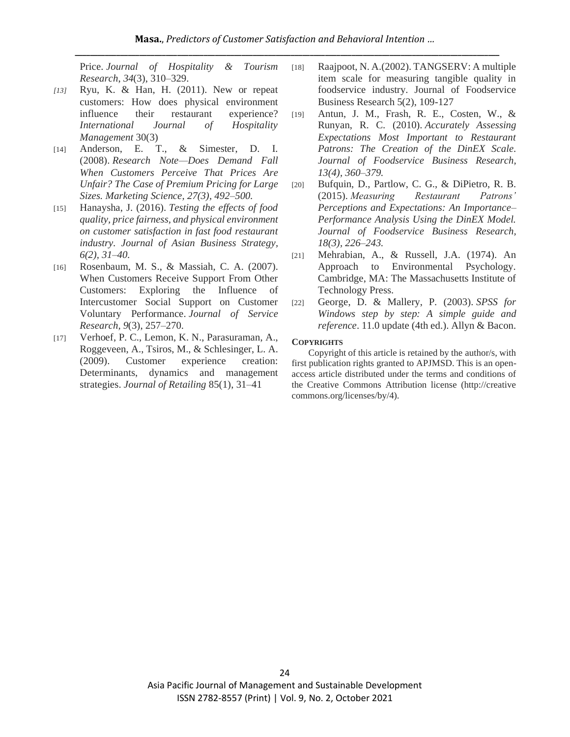Price. *Journal of Hospitality & Tourism Research*, *34*(3), 310–329.

[13] Ryu, K. & Han, H. (2011). New or repeat customers: How does physical environment influence their restaurant experience? *International Journal of Hospitality Management* 30(3)

[14] Anderson, E. T., & Simester, D. I. (2008). *Research Note—Does Demand Fall When Customers Perceive That Prices Are Unfair? The Case of Premium Pricing for Large Sizes. Marketing Science, 27(3), 492–500.*

[15] Hanaysha, J. (2016). *Testing the effects of food quality, price fairness, and physical environment on customer satisfaction in fast food restaurant industry. Journal of Asian Business Strategy, 6(2), 31–40.*

[16] Rosenbaum, M. S., & Massiah, C. A. (2007). When Customers Receive Support From Other Customers: Exploring the Influence of Intercustomer Social Support on Customer Voluntary Performance. *Journal of Service Research*, *9*(3), 257–270.

[17] Verhoef, P. C., Lemon, K. N., Parasuraman, A., Roggeveen, A., Tsiros, M., & Schlesinger, L. A. (2009). Customer experience creation: Determinants, dynamics and management strategies. *Journal of Retailing* 85(1), 31–41

[18] Raajpoot, N. A.(2002). TANGSERV: A multiple item scale for measuring tangible quality in foodservice industry. Journal of Foodservice Business Research 5(2), 109-127

[19] Antun, J. M., Frash, R. E., Costen, W., & Runyan, R. C. (2010). *Accurately Assessing Expectations Most Important to Restaurant Patrons: The Creation of the DinEX Scale. Journal of Foodservice Business Research, 13(4), 360–379.*

[20] Bufquin, D., Partlow, C. G., & DiPietro, R. B. (2015). *Measuring Restaurant Patrons' Perceptions and Expectations: An Importance–Performance Analysis Using the DinEX Model. Journal of Foodservice Business Research, 18(3), 226–243.*

[21] Mehrabian, A., & Russell, J.A. (1974). An Approach to Environmental Psychology. Cambridge, MA: The Massachusetts Institute of Technology Press.

[22] George, D. & Mallery, P. (2003). *SPSS for Windows step by step: A simple guide and reference*. 11.0 update (4th ed.). Allyn & Bacon.

**COPYRIGHTS**

Copyright of this article is retained by the author/s, with first publication rights granted to APJMSD. This is an open-access article distributed under the terms and conditions of the Creative Commons Attribution license (http://creative commons.org/licenses/by/4).